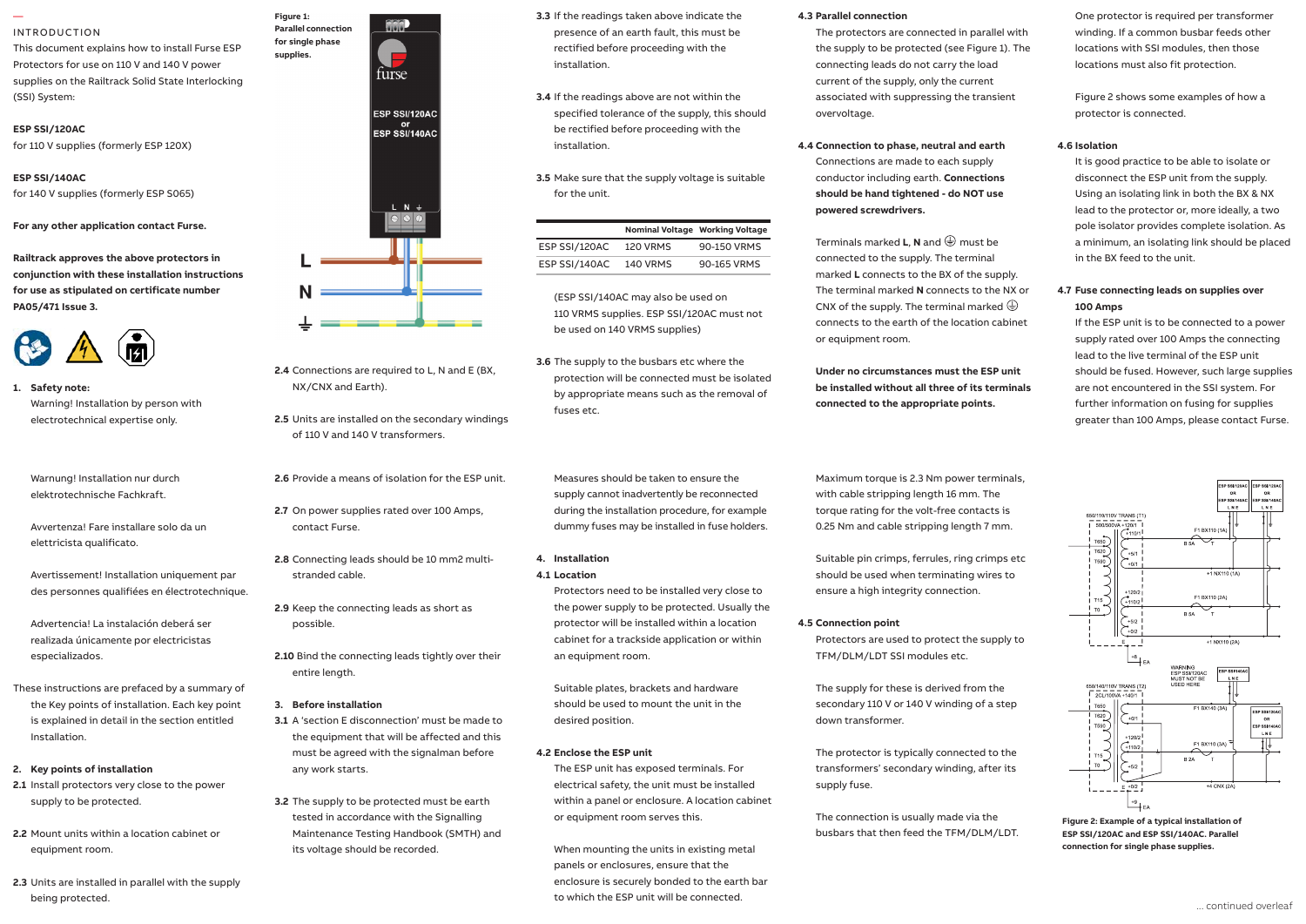## INTRODUCTION

This document explains how to install Furse ESP Protectors for use on 110 V and 140 V power supplies on the Railtrack Solid State Interlocking (SSI) System:

**ESP SSI/120AC**
for 110 V supplies (formerly ESP 120X)

**ESP SSI/140AC**
for 140 V supplies (formerly ESP S065)

**For any other application contact Furse.**

**Railtrack approves the above protectors in conjunction with these installation instructions for use as stipulated on certificate number PA05/471 Issue 3.**

**1. Safety note:**
Warning! Installation by person with electrotechnical expertise only.

Warnung! Installation nur durch elektrotechnische Fachkraft.

Avvertenza! Fare installare solo da un elettricista qualificato.

Avertissement! Installation uniquement par des personnes qualifiées en électrotechnique.

Advertencia! La instalación deberá ser realizada únicamente por electricistas especializados.

These instructions are prefaced by a summary of the Key points of installation. Each key point is explained in detail in the section entitled Installation.

**2. Key points of installation**

**2.1** Install protectors very close to the power supply to be protected.

**2.2** Mount units within a location cabinet or equipment room.

**2.3** Units are installed in parallel with the supply being protected.

**Figure 1: Parallel connection for single phase supplies.**

**2.4** Connections are required to L, N and E (BX, NX/CNX and Earth).

**2.5** Units are installed on the secondary windings of 110 V and 140 V transformers.

**2.6** Provide a means of isolation for the ESP unit.

**2.7** On power supplies rated over 100 Amps, contact Furse.

**2.8** Connecting leads should be 10 mm2 multi-stranded cable.

**2.9** Keep the connecting leads as short as possible.

**2.10** Bind the connecting leads tightly over their entire length.

**3. Before installation**

**3.1** A 'section E disconnection' must be made to the equipment that will be affected and this must be agreed with the signalman before any work starts.

**3.2** The supply to be protected must be earth tested in accordance with the Signalling Maintenance Testing Handbook (SMTH) and its voltage should be recorded.

**3.3** If the readings taken above indicate the presence of an earth fault, this must be rectified before proceeding with the installation.

**3.4** If the readings above are not within the specified tolerance of the supply, this should be rectified before proceeding with the installation.

**3.5** Make sure that the supply voltage is suitable for the unit.

| | Nominal Voltage | Working Voltage |
|---|---|---|
| ESP SSI/120AC | 120 VRMS | 90-150 VRMS |
| ESP SSI/140AC | 140 VRMS | 90-165 VRMS |

(ESP SSI/140AC may also be used on 110 VRMS supplies. ESP SSI/120AC must not be used on 140 VRMS supplies)

**3.6** The supply to the busbars etc where the protection will be connected must be isolated by appropriate means such as the removal of fuses etc.

Measures should be taken to ensure the supply cannot inadvertently be reconnected during the installation procedure, for example dummy fuses may be installed in fuse holders.

**4. Installation**

**4.1 Location**

Protectors need to be installed very close to the power supply to be protected. Usually the protector will be installed within a location cabinet for a trackside application or within an equipment room.

Suitable plates, brackets and hardware should be used to mount the unit in the desired position.

**4.2 Enclose the ESP unit**

The ESP unit has exposed terminals. For electrical safety, the unit must be installed within a panel or enclosure. A location cabinet or equipment room serves this.

When mounting the units in existing metal panels or enclosures, ensure that the enclosure is securely bonded to the earth bar to which the ESP unit will be connected.

**4.3 Parallel connection**

The protectors are connected in parallel with the supply to be protected (see Figure 1). The connecting leads do not carry the load current of the supply, only the current associated with suppressing the transient overvoltage.

**4.4 Connection to phase, neutral and earth**

Connections are made to each supply conductor including earth. **Connections should be hand tightened - do NOT use powered screwdrivers.**

Terminals marked **L**, **N** and ⏚ must be connected to the supply. The terminal marked **L** connects to the BX of the supply. The terminal marked **N** connects to the NX or CNX of the supply. The terminal marked ⏚ connects to the earth of the location cabinet or equipment room.

**Under no circumstances must the ESP unit be installed without all three of its terminals connected to the appropriate points.**

Maximum torque is 2.3 Nm power terminals, with cable stripping length 16 mm. The torque rating for the volt-free contacts is 0.25 Nm and cable stripping length 7 mm.

Suitable pin crimps, ferrules, ring crimps etc should be used when terminating wires to ensure a high integrity connection.

**4.5 Connection point**

Protectors are used to protect the supply to TFM/DLM/LDT SSI modules etc.

The supply for these is derived from the secondary 110 V or 140 V winding of a step down transformer.

The protector is typically connected to the transformers' secondary winding, after its supply fuse.

The connection is usually made via the busbars that then feed the TFM/DLM/LDT.

One protector is required per transformer winding. If a common busbar feeds other locations with SSI modules, then those locations must also fit protection.

Figure 2 shows some examples of how a protector is connected.

**4.6 Isolation**

It is good practice to be able to isolate or disconnect the ESP unit from the supply. Using an isolating link in both the BX & NX lead to the protector or, more ideally, a two pole isolator provides complete isolation. As a minimum, an isolating link should be placed in the BX feed to the unit.

**4.7 Fuse connecting leads on supplies over 100 Amps**

If the ESP unit is to be connected to a power supply rated over 100 Amps the connecting lead to the live terminal of the ESP unit should be fused. However, such large supplies are not encountered in the SSI system. For further information on fusing for supplies greater than 100 Amps, please contact Furse.

**Figure 2: Example of a typical installation of ESP SSI/120AC and ESP SSI/140AC. Parallel connection for single phase supplies.**

... continued overleaf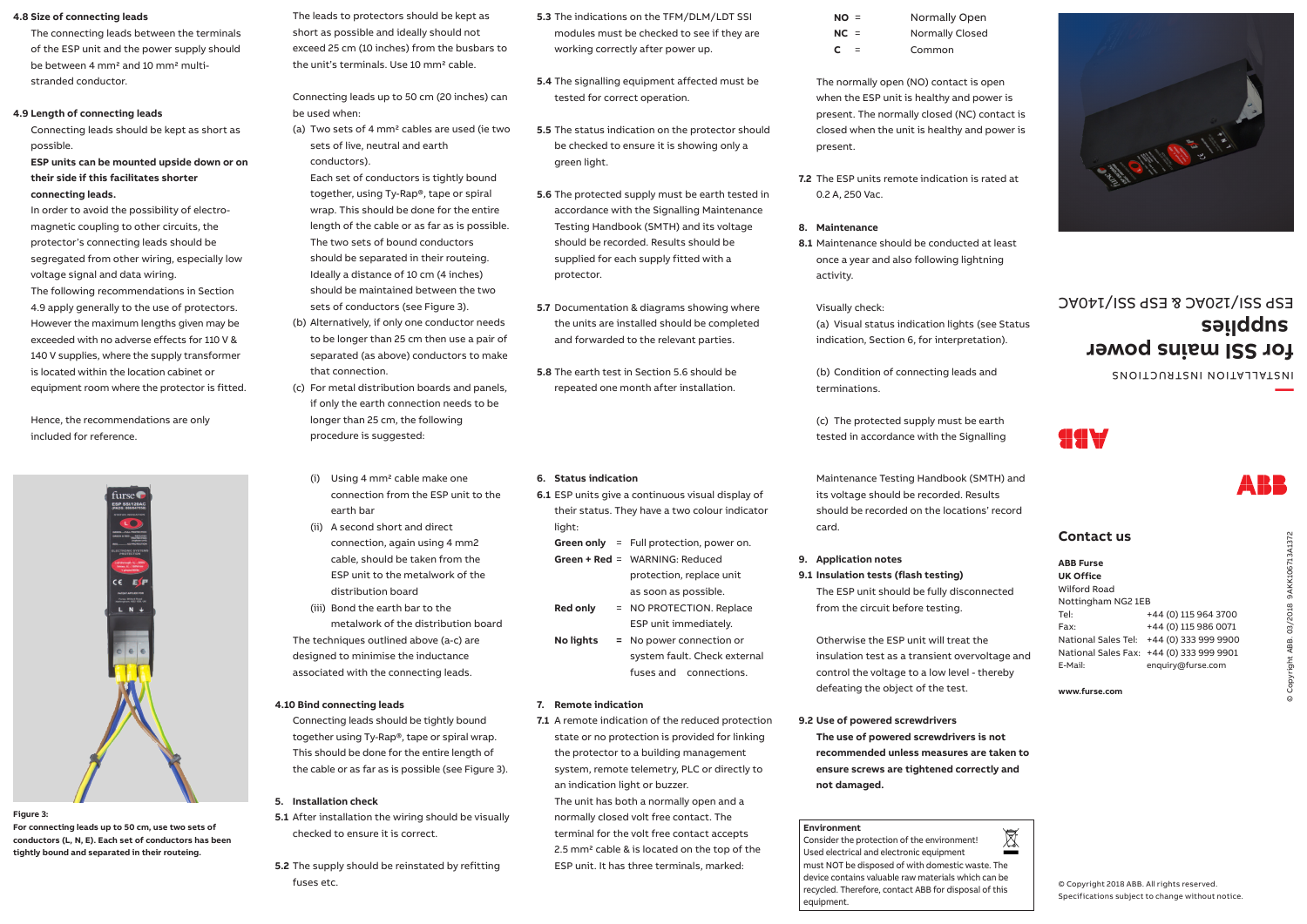### 4.8 Size of connecting leads

The connecting leads between the terminals of the ESP unit and the power supply should be between 4 mm² and 10 mm² multi-stranded conductor.

### 4.9 Length of connecting leads

Connecting leads should be kept as short as possible.

**ESP units can be mounted upside down or on their side if this facilitates shorter connecting leads.**

In order to avoid the possibility of electro-magnetic coupling to other circuits, the protector's connecting leads should be segregated from other wiring, especially low voltage signal and data wiring.

The following recommendations in Section 4.9 apply generally to the use of protectors. However the maximum lengths given may be exceeded with no adverse effects for 110 V & 140 V supplies, where the supply transformer is located within the location cabinet or equipment room where the protector is fitted.

Hence, the recommendations are only included for reference.

**Figure 3:**
**For connecting leads up to 50 cm, use two sets of conductors (L, N, E). Each set of conductors has been tightly bound and separated in their routeing.**

The leads to protectors should be kept as short as possible and ideally should not exceed 25 cm (10 inches) from the busbars to the unit's terminals. Use 10 mm² cable.

Connecting leads up to 50 cm (20 inches) can be used when:

(a) Two sets of 4 mm² cables are used (ie two sets of live, neutral and earth conductors).
Each set of conductors is tightly bound together, using Ty-Rap®, tape or spiral wrap. This should be done for the entire length of the cable or as far as is possible. The two sets of bound conductors should be separated in their routeing. Ideally a distance of 10 cm (4 inches) should be maintained between the two sets of conductors (see Figure 3).

(b) Alternatively, if only one conductor needs to be longer than 25 cm then use a pair of separated (as above) conductors to make that connection.

(c) For metal distribution boards and panels, if only the earth connection needs to be longer than 25 cm, the following procedure is suggested:

   (i) Using 4 mm² cable make one connection from the ESP unit to the earth bar
   (ii) A second short and direct connection, again using 4 mm2 cable, should be taken from the ESP unit to the metalwork of the distribution board
   (iii) Bond the earth bar to the metalwork of the distribution board

The techniques outlined above (a-c) are designed to minimise the inductance associated with the connecting leads.

### 4.10 Bind connecting leads

Connecting leads should be tightly bound together using Ty-Rap®, tape or spiral wrap. This should be done for the entire length of the cable or as far as is possible (see Figure 3).

## 5. Installation check

**5.1** After installation the wiring should be visually checked to ensure it is correct.

**5.2** The supply should be reinstated by refitting fuses etc.

**5.3** The indications on the TFM/DLM/LDT SSI modules must be checked to see if they are working correctly after power up.

**5.4** The signalling equipment affected must be tested for correct operation.

**5.5** The status indication on the protector should be checked to ensure it is showing only a green light.

**5.6** The protected supply must be earth tested in accordance with the Signalling Maintenance Testing Handbook (SMTH) and its voltage should be recorded. Results should be supplied for each supply fitted with a protector.

**5.7** Documentation & diagrams showing where the units are installed should be completed and forwarded to the relevant parties.

**5.8** The earth test in Section 5.6 should be repeated one month after installation.

## 6. Status indication

**6.1** ESP units give a continuous visual display of their status. They have a two colour indicator light:

| | | |
|---|---|---|
| **Green only** | = | Full protection, power on. |
| **Green + Red** | = | WARNING: Reduced protection, replace unit as soon as possible. |
| **Red only** | = | NO PROTECTION. Replace ESP unit immediately. |
| **No lights** | = | No power connection or system fault. Check external fuses and connections. |

## 7. Remote indication

**7.1** A remote indication of the reduced protection state or no protection is provided for linking the protector to a building management system, remote telemetry, PLC or directly to an indication light or buzzer.

The unit has both a normally open and a normally closed volt free contact. The terminal for the volt free contact accepts 2.5 mm² cable & is located on the top of the ESP unit. It has three terminals, marked:

| | | |
|---|---|---|
| **NO** | = | Normally Open |
| **NC** | = | Normally Closed |
| **C** | = | Common |

The normally open (NO) contact is open when the ESP unit is healthy and power is present. The normally closed (NC) contact is closed when the unit is healthy and power is present.

**7.2** The ESP units remote indication is rated at 0.2 A, 250 Vac.

## 8. Maintenance

**8.1** Maintenance should be conducted at least once a year and also following lightning activity.

Visually check:

(a) Visual status indication lights (see Status indication, Section 6, for interpretation).

(b) Condition of connecting leads and terminations.

(c) The protected supply must be earth tested in accordance with the Signalling Maintenance Testing Handbook (SMTH) and its voltage should be recorded. Results should be recorded on the locations' record card.

## 9. Application notes

**9.1 Insulation tests (flash testing)**

The ESP unit should be fully disconnected from the circuit before testing.

Otherwise the ESP unit will treat the insulation test as a transient overvoltage and control the voltage to a low level - thereby defeating the object of the test.

**9.2 Use of powered screwdrivers**

**The use of powered screwdrivers is not recommended unless measures are taken to ensure screws are tightened correctly and not damaged.**

**Environment**
Consider the protection of the environment!
Used electrical and electronic equipment must NOT be disposed of with domestic waste. The device contains valuable raw materials which can be recycled. Therefore, contact ABB for disposal of this equipment.

INSTALLATION INSTRUCTIONS

# ESP SSI/120AC & ESP SSI/140AC for SSI mains power supplies

## Contact us

**ABB Furse**
**UK Office**
Wilford Road
Nottingham NG2 1EB

| | |
|---|---|
| Tel: | +44 (0) 115 964 3700 |
| Fax: | +44 (0) 115 986 0071 |
| National Sales Tel: | +44 (0) 333 999 9900 |
| National Sales Fax: | +44 (0) 333 999 9901 |
| E-Mail: | enquiry@furse.com |

**www.furse.com**

© Copyright ABB. 03/2018 9AKK106713A1372

© Copyright 2018 ABB. All rights reserved.
Specifications subject to change without notice.